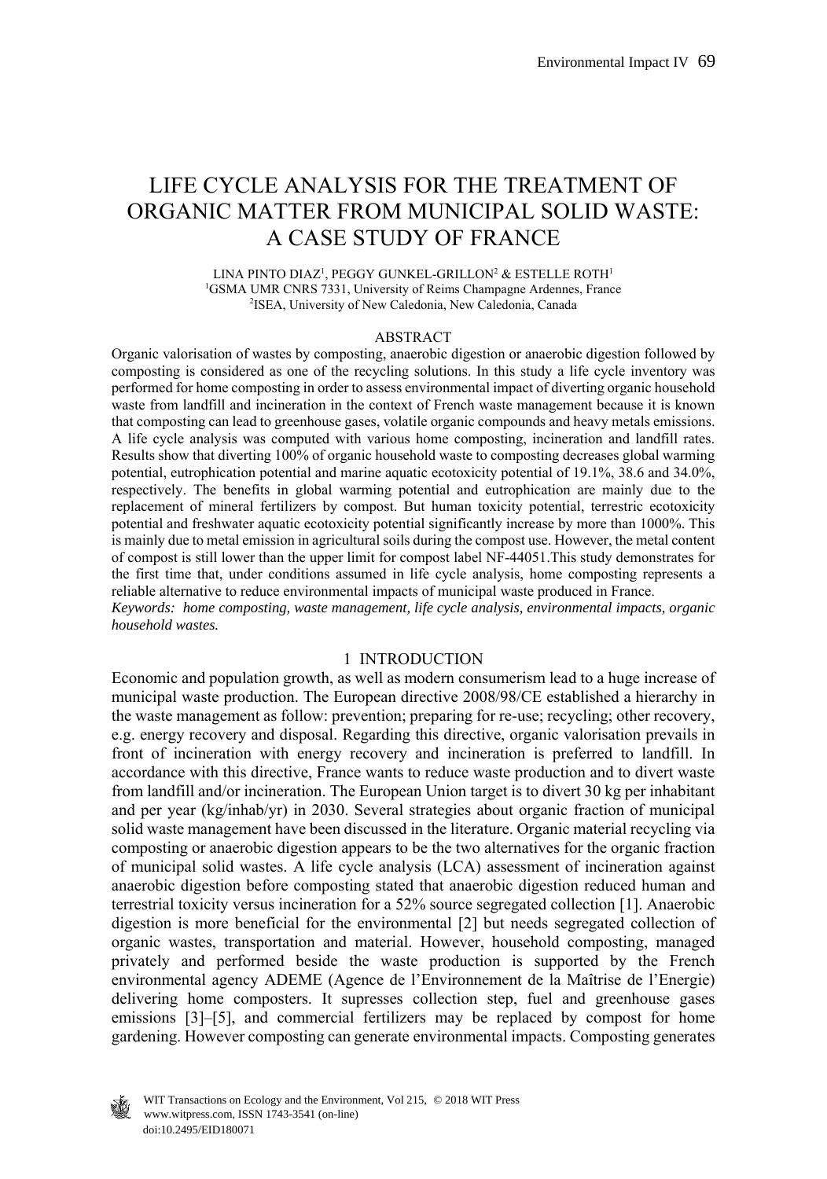# LIFE CYCLE ANALYSIS FOR THE TREATMENT OF ORGANIC MATTER FROM MUNICIPAL SOLID WASTE: A CASE STUDY OF FRANCE

LINA PINTO DIAZ[1], PEGGY GUNKEL-GRILLON[2] & ESTELLE ROTH[1]
[1]GSMA UMR CNRS 7331, University of Reims Champagne Ardennes, France
[2]ISEA, University of New Caledonia, New Caledonia, Canada

## ABSTRACT

Organic valorisation of wastes by composting, anaerobic digestion or anaerobic digestion followed by composting is considered as one of the recycling solutions. In this study a life cycle inventory was performed for home composting in order to assess environmental impact of diverting organic household waste from landfill and incineration in the context of French waste management because it is known that composting can lead to greenhouse gases, volatile organic compounds and heavy metals emissions. A life cycle analysis was computed with various home composting, incineration and landfill rates. Results show that diverting 100% of organic household waste to composting decreases global warming potential, eutrophication potential and marine aquatic ecotoxicity potential of 19.1%, 38.6 and 34.0%, respectively. The benefits in global warming potential and eutrophication are mainly due to the replacement of mineral fertilizers by compost. But human toxicity potential, terrestric ecotoxicity potential and freshwater aquatic ecotoxicity potential significantly increase by more than 1000%. This is mainly due to metal emission in agricultural soils during the compost use. However, the metal content of compost is still lower than the upper limit for compost label NF-44051.This study demonstrates for the first time that, under conditions assumed in life cycle analysis, home composting represents a reliable alternative to reduce environmental impacts of municipal waste produced in France.

*Keywords: home composting, waste management, life cycle analysis, environmental impacts, organic household wastes.*

## 1 INTRODUCTION

Economic and population growth, as well as modern consumerism lead to a huge increase of municipal waste production. The European directive 2008/98/CE established a hierarchy in the waste management as follow: prevention; preparing for re-use; recycling; other recovery, e.g. energy recovery and disposal. Regarding this directive, organic valorisation prevails in front of incineration with energy recovery and incineration is preferred to landfill. In accordance with this directive, France wants to reduce waste production and to divert waste from landfill and/or incineration. The European Union target is to divert 30 kg per inhabitant and per year (kg/inhab/yr) in 2030. Several strategies about organic fraction of municipal solid waste management have been discussed in the literature. Organic material recycling via composting or anaerobic digestion appears to be the two alternatives for the organic fraction of municipal solid wastes. A life cycle analysis (LCA) assessment of incineration against anaerobic digestion before composting stated that anaerobic digestion reduced human and terrestrial toxicity versus incineration for a 52% source segregated collection [1]. Anaerobic digestion is more beneficial for the environmental [2] but needs segregated collection of organic wastes, transportation and material. However, household composting, managed privately and performed beside the waste production is supported by the French environmental agency ADEME (Agence de l'Environnement de la Maîtrise de l'Energie) delivering home composters. It supresses collection step, fuel and greenhouse gases emissions [3]–[5], and commercial fertilizers may be replaced by compost for home gardening. However composting can generate environmental impacts. Composting generates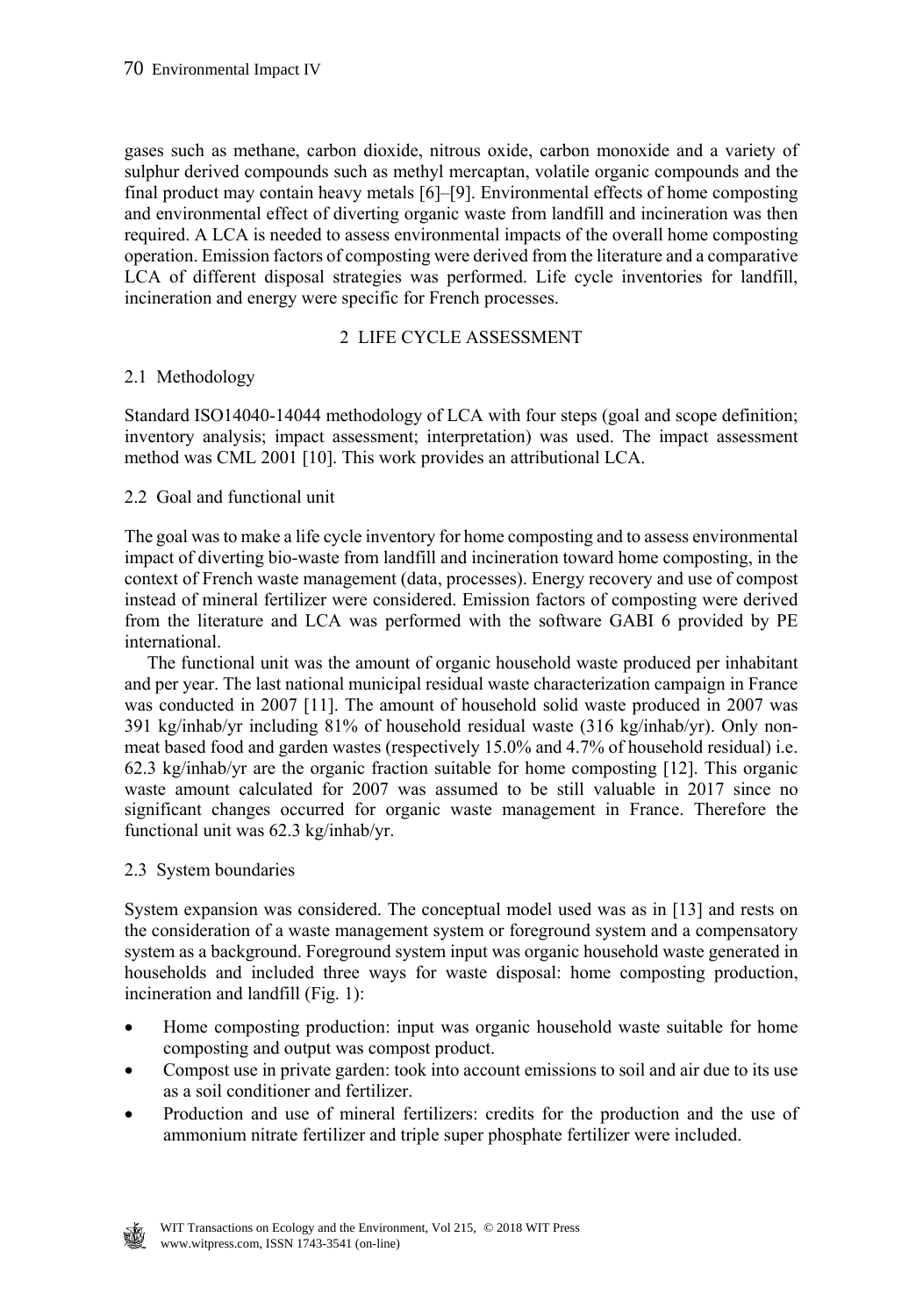gases such as methane, carbon dioxide, nitrous oxide, carbon monoxide and a variety of sulphur derived compounds such as methyl mercaptan, volatile organic compounds and the final product may contain heavy metals [6]–[9]. Environmental effects of home composting and environmental effect of diverting organic waste from landfill and incineration was then required. A LCA is needed to assess environmental impacts of the overall home composting operation. Emission factors of composting were derived from the literature and a comparative LCA of different disposal strategies was performed. Life cycle inventories for landfill, incineration and energy were specific for French processes.

## 2 LIFE CYCLE ASSESSMENT

### 2.1 Methodology

Standard ISO14040-14044 methodology of LCA with four steps (goal and scope definition; inventory analysis; impact assessment; interpretation) was used. The impact assessment method was CML 2001 [10]. This work provides an attributional LCA.

### 2.2 Goal and functional unit

The goal was to make a life cycle inventory for home composting and to assess environmental impact of diverting bio-waste from landfill and incineration toward home composting, in the context of French waste management (data, processes). Energy recovery and use of compost instead of mineral fertilizer were considered. Emission factors of composting were derived from the literature and LCA was performed with the software GABI 6 provided by PE international.

The functional unit was the amount of organic household waste produced per inhabitant and per year. The last national municipal residual waste characterization campaign in France was conducted in 2007 [11]. The amount of household solid waste produced in 2007 was 391 kg/inhab/yr including 81% of household residual waste (316 kg/inhab/yr). Only non-meat based food and garden wastes (respectively 15.0% and 4.7% of household residual) i.e. 62.3 kg/inhab/yr are the organic fraction suitable for home composting [12]. This organic waste amount calculated for 2007 was assumed to be still valuable in 2017 since no significant changes occurred for organic waste management in France. Therefore the functional unit was 62.3 kg/inhab/yr.

### 2.3 System boundaries

System expansion was considered. The conceptual model used was as in [13] and rests on the consideration of a waste management system or foreground system and a compensatory system as a background. Foreground system input was organic household waste generated in households and included three ways for waste disposal: home composting production, incineration and landfill (Fig. 1):

- Home composting production: input was organic household waste suitable for home composting and output was compost product.
- Compost use in private garden: took into account emissions to soil and air due to its use as a soil conditioner and fertilizer.
- Production and use of mineral fertilizers: credits for the production and the use of ammonium nitrate fertilizer and triple super phosphate fertilizer were included.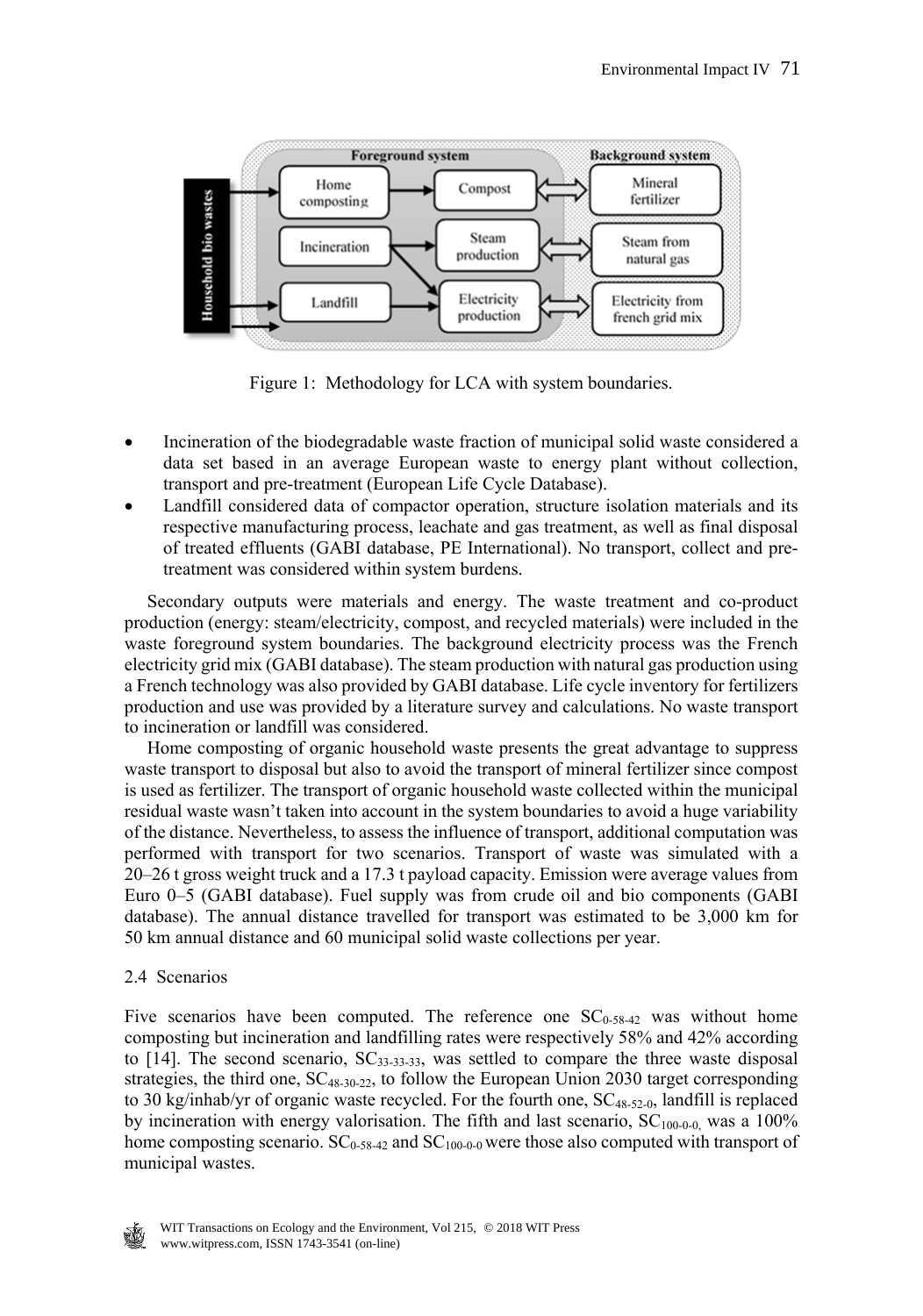Figure 1: Methodology for LCA with system boundaries.

- Incineration of the biodegradable waste fraction of municipal solid waste considered a data set based in an average European waste to energy plant without collection, transport and pre-treatment (European Life Cycle Database).
- Landfill considered data of compactor operation, structure isolation materials and its respective manufacturing process, leachate and gas treatment, as well as final disposal of treated effluents (GABI database, PE International). No transport, collect and pre-treatment was considered within system burdens.

Secondary outputs were materials and energy. The waste treatment and co-product production (energy: steam/electricity, compost, and recycled materials) were included in the waste foreground system boundaries. The background electricity process was the French electricity grid mix (GABI database). The steam production with natural gas production using a French technology was also provided by GABI database. Life cycle inventory for fertilizers production and use was provided by a literature survey and calculations. No waste transport to incineration or landfill was considered.

Home composting of organic household waste presents the great advantage to suppress waste transport to disposal but also to avoid the transport of mineral fertilizer since compost is used as fertilizer. The transport of organic household waste collected within the municipal residual waste wasn't taken into account in the system boundaries to avoid a huge variability of the distance. Nevertheless, to assess the influence of transport, additional computation was performed with transport for two scenarios. Transport of waste was simulated with a 20–26 t gross weight truck and a 17.3 t payload capacity. Emission were average values from Euro 0–5 (GABI database). Fuel supply was from crude oil and bio components (GABI database). The annual distance travelled for transport was estimated to be 3,000 km for 50 km annual distance and 60 municipal solid waste collections per year.

### 2.4 Scenarios

Five scenarios have been computed. The reference one $SC_{0\text{-}58\text{-}42}$ was without home composting but incineration and landfilling rates were respectively 58% and 42% according to [14]. The second scenario, $SC_{33\text{-}33\text{-}33}$, was settled to compare the three waste disposal strategies, the third one, $SC_{48\text{-}30\text{-}22}$, to follow the European Union 2030 target corresponding to 30 kg/inhab/yr of organic waste recycled. For the fourth one, $SC_{48\text{-}52\text{-}0}$, landfill is replaced by incineration with energy valorisation. The fifth and last scenario, $SC_{100\text{-}0\text{-}0}$, was a 100% home composting scenario. $SC_{0\text{-}58\text{-}42}$ and $SC_{100\text{-}0\text{-}0}$ were those also computed with transport of municipal wastes.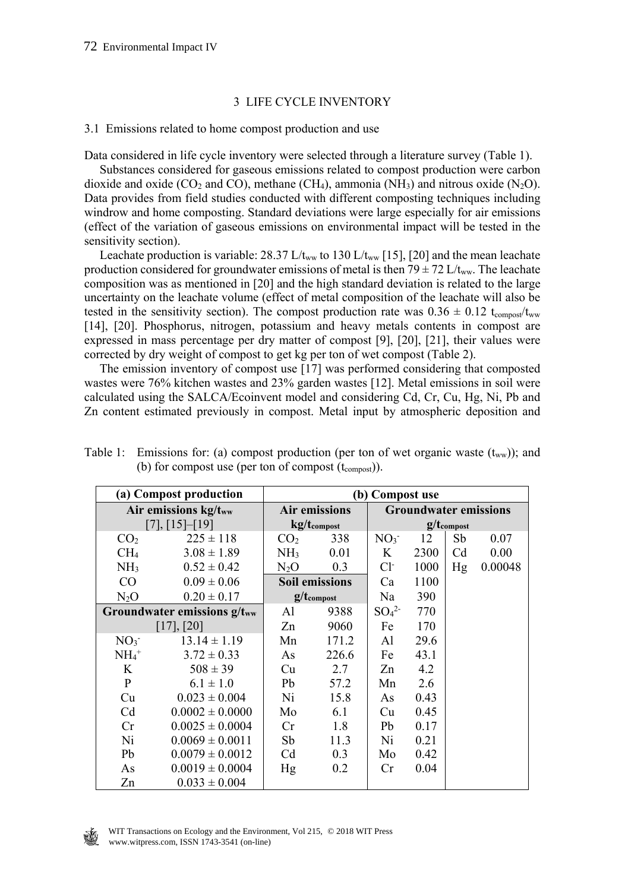## 3 LIFE CYCLE INVENTORY

### 3.1 Emissions related to home compost production and use

Data considered in life cycle inventory were selected through a literature survey (Table 1).

Substances considered for gaseous emissions related to compost production were carbon dioxide and oxide ($CO_2$ and CO), methane ($CH_4$), ammonia ($NH_3$) and nitrous oxide ($N_2O$). Data provides from field studies conducted with different composting techniques including windrow and home composting. Standard deviations were large especially for air emissions (effect of the variation of gaseous emissions on environmental impact will be tested in the sensitivity section).

Leachate production is variable: 28.37 L/$t_{ww}$ to 130 L/$t_{ww}$ [15], [20] and the mean leachate production considered for groundwater emissions of metal is then 79 ± 72 L/$t_{ww}$. The leachate composition was as mentioned in [20] and the high standard deviation is related to the large uncertainty on the leachate volume (effect of metal composition of the leachate will also be tested in the sensitivity section). The compost production rate was 0.36 ± 0.12 $t_{compost}$/$t_{ww}$ [14], [20]. Phosphorus, nitrogen, potassium and heavy metals contents in compost are expressed in mass percentage per dry matter of compost [9], [20], [21], their values were corrected by dry weight of compost to get kg per ton of wet compost (Table 2).

The emission inventory of compost use [17] was performed considering that composted wastes were 76% kitchen wastes and 23% garden wastes [12]. Metal emissions in soil were calculated using the SALCA/Ecoinvent model and considering Cd, Cr, Cu, Hg, Ni, Pb and Zn content estimated previously in compost. Metal input by atmospheric deposition and

Table 1: Emissions for: (a) compost production (per ton of wet organic waste ($t_{ww}$)); and (b) for compost use (per ton of compost ($t_{compost}$)).

| (a) Compost production | | (b) Compost use | | | | | |
|---|---|---|---|---|---|---|---|
| Air emissions kg/$t_{ww}$ [7], [15]–[19] | | Air emissions kg/$t_{compost}$ | | Groundwater emissions g/$t_{compost}$ | | | |
| $CO_2$ | 225 ± 118 | $CO_2$ | 338 | $NO_3^-$ | 12 | Sb | 0.07 |
| $CH_4$ | 3.08 ± 1.89 | $NH_3$ | 0.01 | K | 2300 | Cd | 0.00 |
| $NH_3$ | 0.52 ± 0.42 | $N_2O$ | 0.3 | $Cl^-$ | 1000 | Hg | 0.00048 |
| CO | 0.09 ± 0.06 | **Soil emissions g/$t_{compost}$** | | Ca | 1100 | | |
| $N_2O$ | 0.20 ± 0.17 | | | Na | 390 | | |
| **Groundwater emissions g/$t_{ww}$ [17], [20]** | | Al | 9388 | $SO_4^{2-}$ | 770 | | |
| | | Zn | 9060 | Fe | 170 | | |
| $NO_3^-$ | 13.14 ± 1.19 | Mn | 171.2 | Al | 29.6 | | |
| $NH_4^+$ | 3.72 ± 0.33 | As | 226.6 | Fe | 43.1 | | |
| K | 508 ± 39 | Cu | 2.7 | Zn | 4.2 | | |
| P | 6.1 ± 1.0 | Pb | 57.2 | Mn | 2.6 | | |
| Cu | 0.023 ± 0.004 | Ni | 15.8 | As | 0.43 | | |
| Cd | 0.0002 ± 0.0000 | Mo | 6.1 | Cu | 0.45 | | |
| Cr | 0.0025 ± 0.0004 | Cr | 1.8 | Pb | 0.17 | | |
| Ni | 0.0069 ± 0.0011 | Sb | 11.3 | Ni | 0.21 | | |
| Pb | 0.0079 ± 0.0012 | Cd | 0.3 | Mo | 0.42 | | |
| As | 0.0019 ± 0.0004 | Hg | 0.2 | Cr | 0.04 | | |
| Zn | 0.033 ± 0.004 | | | | | | |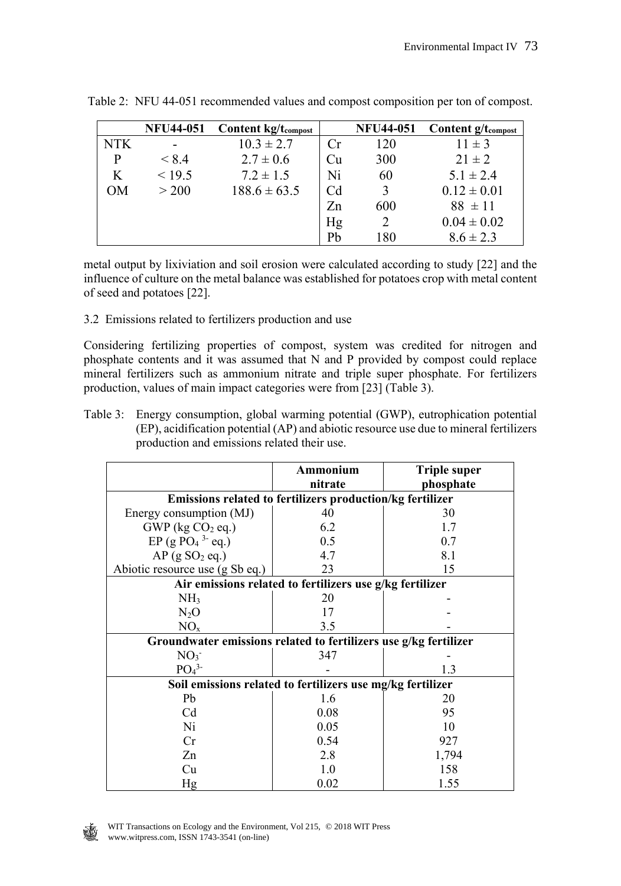Table 2: NFU 44-051 recommended values and compost composition per ton of compost.

| | NFU44-051 | Content kg/$t_{compost}$ | | NFU44-051 | Content g/$t_{compost}$ |
|---|---|---|---|---|---|
| NTK | - | $10.3 \pm 2.7$ | Cr | 120 | $11 \pm 3$ |
| P | < 8.4 | $2.7 \pm 0.6$ | Cu | 300 | $21 \pm 2$ |
| K | < 19.5 | $7.2 \pm 1.5$ | Ni | 60 | $5.1 \pm 2.4$ |
| OM | > 200 | $188.6 \pm 63.5$ | Cd | 3 | $0.12 \pm 0.01$ |
| | | | Zn | 600 | $88 \pm 11$ |
| | | | Hg | 2 | $0.04 \pm 0.02$ |
| | | | Pb | 180 | $8.6 \pm 2.3$ |

metal output by lixiviation and soil erosion were calculated according to study [22] and the influence of culture on the metal balance was established for potatoes crop with metal content of seed and potatoes [22].

### 3.2 Emissions related to fertilizers production and use

Considering fertilizing properties of compost, system was credited for nitrogen and phosphate contents and it was assumed that N and P provided by compost could replace mineral fertilizers such as ammonium nitrate and triple super phosphate. For fertilizers production, values of main impact categories were from [23] (Table 3).

Table 3: Energy consumption, global warming potential (GWP), eutrophication potential (EP), acidification potential (AP) and abiotic resource use due to mineral fertilizers production and emissions related their use.

| | Ammonium nitrate | Triple super phosphate |
|---|---|---|
| **Emissions related to fertilizers production/kg fertilizer** | | |
| Energy consumption (MJ) | 40 | 30 |
| GWP (kg $CO_2$ eq.) | 6.2 | 1.7 |
| EP (g $PO_4^{3-}$ eq.) | 0.5 | 0.7 |
| AP (g $SO_2$ eq.) | 4.7 | 8.1 |
| Abiotic resource use (g Sb eq.) | 23 | 15 |
| **Air emissions related to fertilizers use g/kg fertilizer** | | |
| $NH_3$ | 20 | - |
| $N_2O$ | 17 | - |
| $NO_x$ | 3.5 | - |
| **Groundwater emissions related to fertilizers use g/kg fertilizer** | | |
| $NO_3^-$ | 347 | - |
| $PO_4^{3-}$ | - | 1.3 |
| **Soil emissions related to fertilizers use mg/kg fertilizer** | | |
| Pb | 1.6 | 20 |
| Cd | 0.08 | 95 |
| Ni | 0.05 | 10 |
| Cr | 0.54 | 927 |
| Zn | 2.8 | 1,794 |
| Cu | 1.0 | 158 |
| Hg | 0.02 | 1.55 |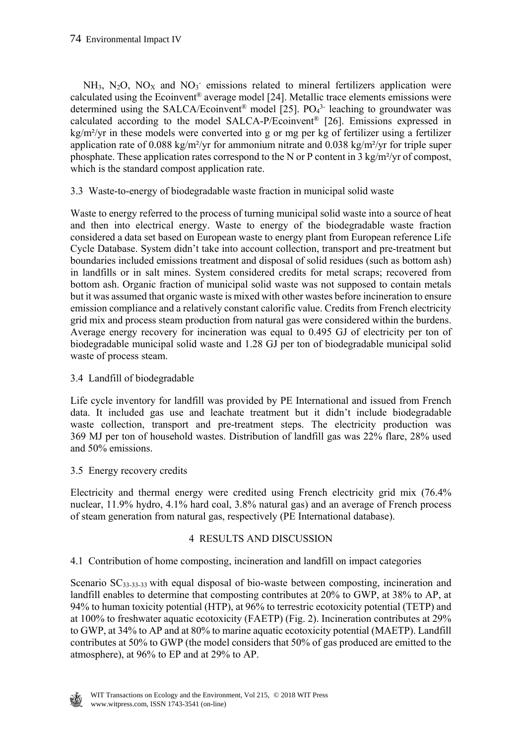$NH_3$, $N_2O$, $NO_X$ and $NO_3^-$ emissions related to mineral fertilizers application were calculated using the Ecoinvent® average model [24]. Metallic trace elements emissions were determined using the SALCA/Ecoinvent® model [25]. $PO_4^{3-}$ leaching to groundwater was calculated according to the model SALCA-P/Ecoinvent® [26]. Emissions expressed in kg/m²/yr in these models were converted into g or mg per kg of fertilizer using a fertilizer application rate of 0.088 kg/m²/yr for ammonium nitrate and 0.038 kg/m²/yr for triple super phosphate. These application rates correspond to the N or P content in 3 kg/m²/yr of compost, which is the standard compost application rate.

### 3.3 Waste-to-energy of biodegradable waste fraction in municipal solid waste

Waste to energy referred to the process of turning municipal solid waste into a source of heat and then into electrical energy. Waste to energy of the biodegradable waste fraction considered a data set based on European waste to energy plant from European reference Life Cycle Database. System didn't take into account collection, transport and pre-treatment but boundaries included emissions treatment and disposal of solid residues (such as bottom ash) in landfills or in salt mines. System considered credits for metal scraps; recovered from bottom ash. Organic fraction of municipal solid waste was not supposed to contain metals but it was assumed that organic waste is mixed with other wastes before incineration to ensure emission compliance and a relatively constant calorific value. Credits from French electricity grid mix and process steam production from natural gas were considered within the burdens. Average energy recovery for incineration was equal to 0.495 GJ of electricity per ton of biodegradable municipal solid waste and 1.28 GJ per ton of biodegradable municipal solid waste of process steam.

### 3.4 Landfill of biodegradable

Life cycle inventory for landfill was provided by PE International and issued from French data. It included gas use and leachate treatment but it didn't include biodegradable waste collection, transport and pre-treatment steps. The electricity production was 369 MJ per ton of household wastes. Distribution of landfill gas was 22% flare, 28% used and 50% emissions.

### 3.5 Energy recovery credits

Electricity and thermal energy were credited using French electricity grid mix (76.4% nuclear, 11.9% hydro, 4.1% hard coal, 3.8% natural gas) and an average of French process of steam generation from natural gas, respectively (PE International database).

## 4 RESULTS AND DISCUSSION

### 4.1 Contribution of home composting, incineration and landfill on impact categories

Scenario $SC_{33\text{-}33\text{-}33}$ with equal disposal of bio-waste between composting, incineration and landfill enables to determine that composting contributes at 20% to GWP, at 38% to AP, at 94% to human toxicity potential (HTP), at 96% to terrestric ecotoxicity potential (TETP) and at 100% to freshwater aquatic ecotoxicity (FAETP) (Fig. 2). Incineration contributes at 29% to GWP, at 34% to AP and at 80% to marine aquatic ecotoxicity potential (MAETP). Landfill contributes at 50% to GWP (the model considers that 50% of gas produced are emitted to the atmosphere), at 96% to EP and at 29% to AP.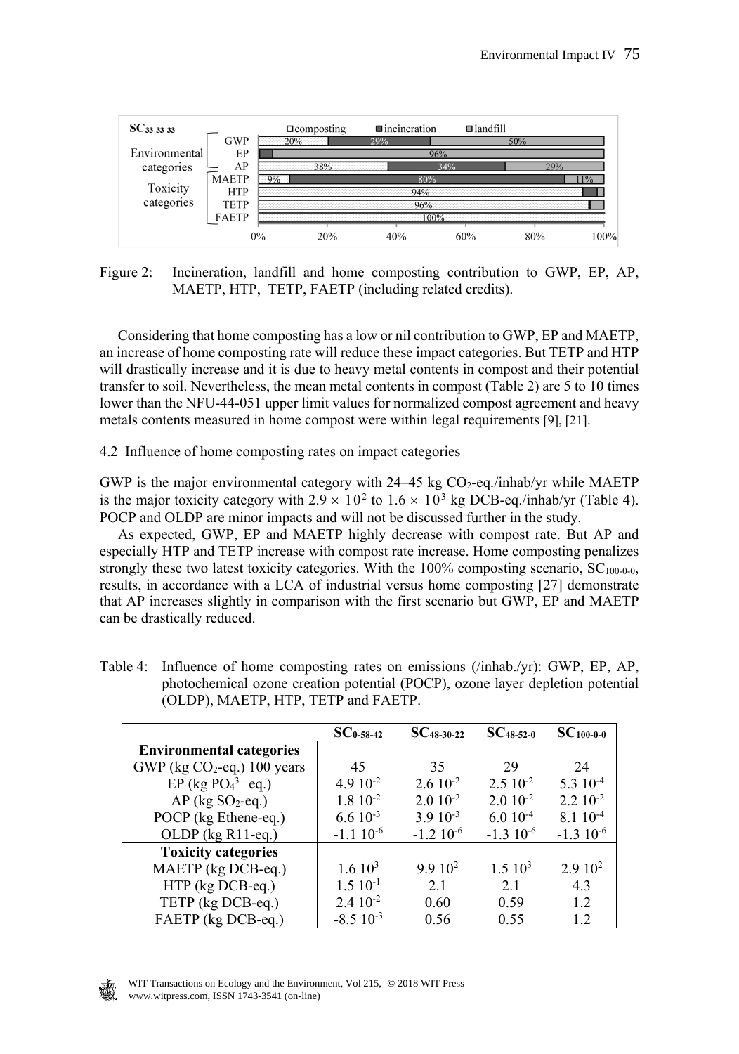Figure 2: Incineration, landfill and home composting contribution to GWP, EP, AP, MAETP, HTP, TETP, FAETP (including related credits).

Considering that home composting has a low or nil contribution to GWP, EP and MAETP, an increase of home composting rate will reduce these impact categories. But TETP and HTP will drastically increase and it is due to heavy metal contents in compost and their potential transfer to soil. Nevertheless, the mean metal contents in compost (Table 2) are 5 to 10 times lower than the NFU-44-051 upper limit values for normalized compost agreement and heavy metals contents measured in home compost were within legal requirements [9], [21].

## 4.2 Influence of home composting rates on impact categories

GWP is the major environmental category with 24–45 kg $CO_2$-eq./inhab/yr while MAETP is the major toxicity category with $2.9 \times 10^2$ to $1.6 \times 10^3$ kg DCB-eq./inhab/yr (Table 4). POCP and OLDP are minor impacts and will not be discussed further in the study.

As expected, GWP, EP and MAETP highly decrease with compost rate. But AP and especially HTP and TETP increase with compost rate increase. Home composting penalizes strongly these two latest toxicity categories. With the 100% composting scenario, $SC_{100\text{-}0\text{-}0}$, results, in accordance with a LCA of industrial versus home composting [27] demonstrate that AP increases slightly in comparison with the first scenario but GWP, EP and MAETP can be drastically reduced.

Table 4: Influence of home composting rates on emissions (/inhab./yr): GWP, EP, AP, photochemical ozone creation potential (POCP), ozone layer depletion potential (OLDP), MAETP, HTP, TETP and FAETP.

| | $SC_{0\text{-}58\text{-}42}$ | $SC_{48\text{-}30\text{-}22}$ | $SC_{48\text{-}52\text{-}0}$ | $SC_{100\text{-}0\text{-}0}$ |
|---|---|---|---|---|
| **Environmental categories** | | | | |
| GWP (kg $CO_2$-eq.) 100 years | 45 | 35 | 29 | 24 |
| EP (kg $PO_4^{3-}$ eq.) | $4.9\ 10^{-2}$ | $2.6\ 10^{-2}$ | $2.5\ 10^{-2}$ | $5.3\ 10^{-4}$ |
| AP (kg $SO_2$-eq.) | $1.8\ 10^{-2}$ | $2.0\ 10^{-2}$ | $2.0\ 10^{-2}$ | $2.2\ 10^{-2}$ |
| POCP (kg Ethene-eq.) | $6.6\ 10^{-3}$ | $3.9\ 10^{-3}$ | $6.0\ 10^{-4}$ | $8.1\ 10^{-4}$ |
| OLDP (kg R11-eq.) | $-1.1\ 10^{-6}$ | $-1.2\ 10^{-6}$ | $-1.3\ 10^{-6}$ | $-1.3\ 10^{-6}$ |
| **Toxicity categories** | | | | |
| MAETP (kg DCB-eq.) | $1.6\ 10^{3}$ | $9.9\ 10^{2}$ | $1.5\ 10^{3}$ | $2.9\ 10^{2}$ |
| HTP (kg DCB-eq.) | $1.5\ 10^{-1}$ | 2.1 | 2.1 | 4.3 |
| TETP (kg DCB-eq.) | $2.4\ 10^{-2}$ | 0.60 | 0.59 | 1.2 |
| FAETP (kg DCB-eq.) | $-8.5\ 10^{-3}$ | 0.56 | 0.55 | 1.2 |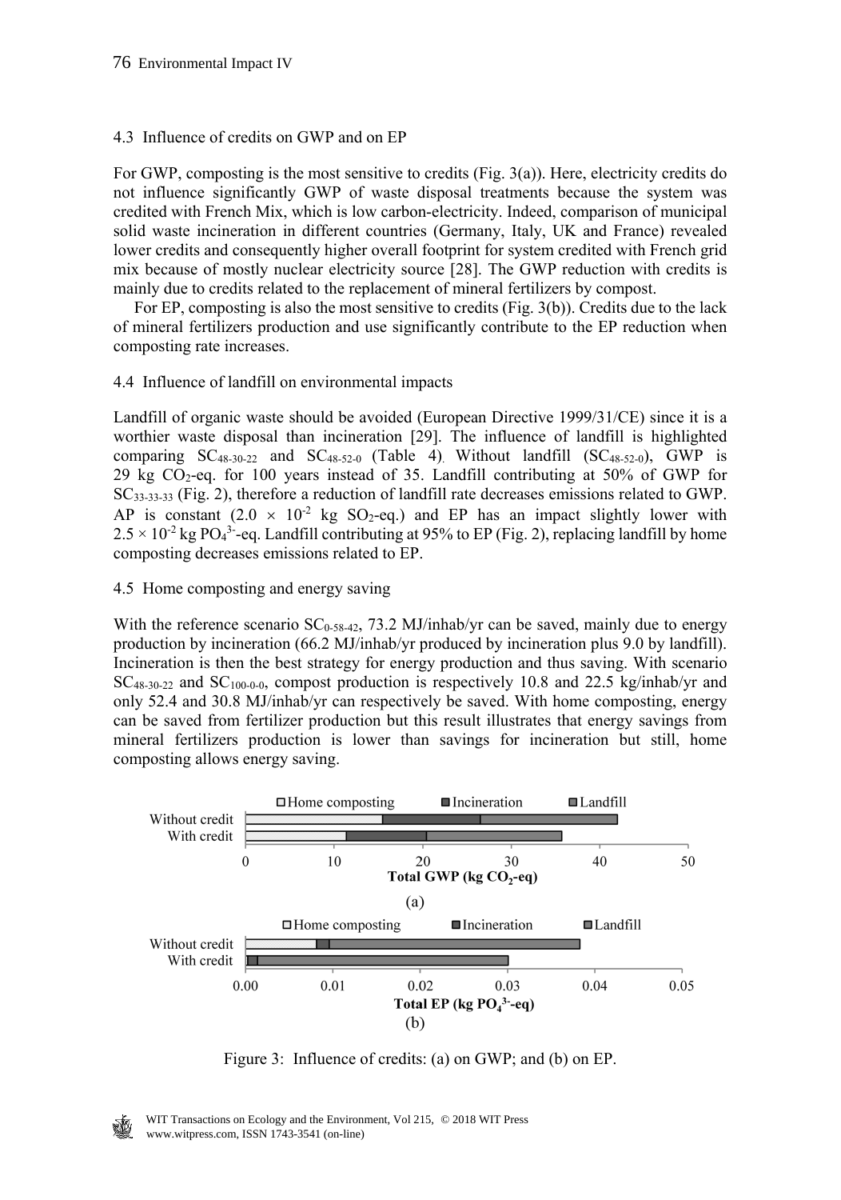### 4.3 Influence of credits on GWP and on EP

For GWP, composting is the most sensitive to credits (Fig. 3(a)). Here, electricity credits do not influence significantly GWP of waste disposal treatments because the system was credited with French Mix, which is low carbon-electricity. Indeed, comparison of municipal solid waste incineration in different countries (Germany, Italy, UK and France) revealed lower credits and consequently higher overall footprint for system credited with French grid mix because of mostly nuclear electricity source [28]. The GWP reduction with credits is mainly due to credits related to the replacement of mineral fertilizers by compost.

For EP, composting is also the most sensitive to credits (Fig. 3(b)). Credits due to the lack of mineral fertilizers production and use significantly contribute to the EP reduction when composting rate increases.

### 4.4 Influence of landfill on environmental impacts

Landfill of organic waste should be avoided (European Directive 1999/31/CE) since it is a worthier waste disposal than incineration [29]. The influence of landfill is highlighted comparing $SC_{48\text{-}30\text{-}22}$ and $SC_{48\text{-}52\text{-}0}$ (Table 4). Without landfill ($SC_{48\text{-}52\text{-}0}$), GWP is 29 kg $CO_2$-eq. for 100 years instead of 35. Landfill contributing at 50% of GWP for $SC_{33\text{-}33\text{-}33}$ (Fig. 2), therefore a reduction of landfill rate decreases emissions related to GWP. AP is constant ($2.0 \times 10^{-2}$ kg $SO_2$-eq.) and EP has an impact slightly lower with $2.5 \times 10^{-2}$ kg $PO_4^{3-}$-eq. Landfill contributing at 95% to EP (Fig. 2), replacing landfill by home composting decreases emissions related to EP.

### 4.5 Home composting and energy saving

With the reference scenario $SC_{0\text{-}58\text{-}42}$, 73.2 MJ/inhab/yr can be saved, mainly due to energy production by incineration (66.2 MJ/inhab/yr produced by incineration plus 9.0 by landfill). Incineration is then the best strategy for energy production and thus saving. With scenario $SC_{48\text{-}30\text{-}22}$ and $SC_{100\text{-}0\text{-}0}$, compost production is respectively 10.8 and 22.5 kg/inhab/yr and only 52.4 and 30.8 MJ/inhab/yr can respectively be saved. With home composting, energy can be saved from fertilizer production but this result illustrates that energy savings from mineral fertilizers production is lower than savings for incineration but still, home composting allows energy saving.

Figure 3: Influence of credits: (a) on GWP; and (b) on EP.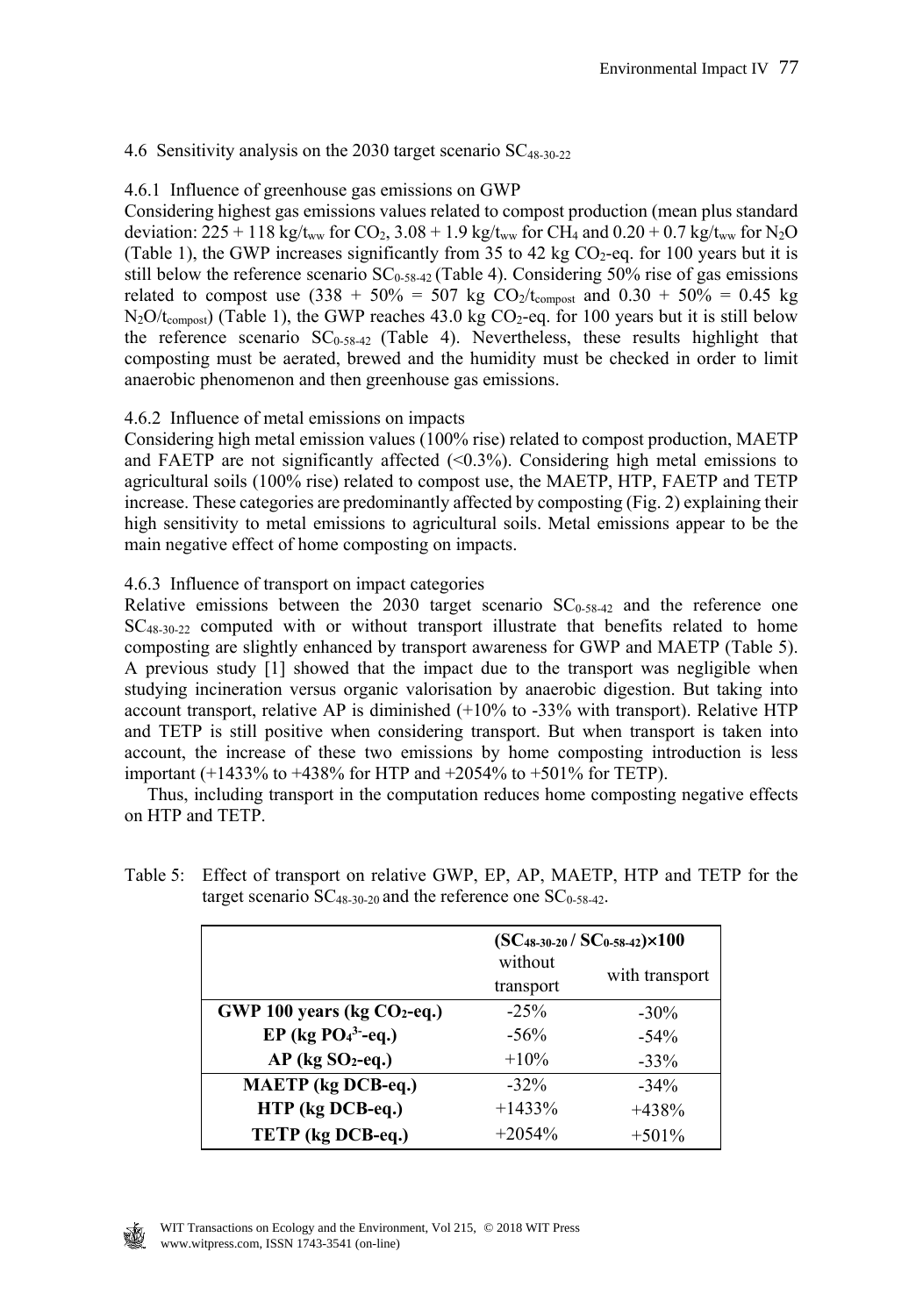### 4.6 Sensitivity analysis on the 2030 target scenario $SC_{48\text{-}30\text{-}22}$

#### 4.6.1 Influence of greenhouse gas emissions on GWP

Considering highest gas emissions values related to compost production (mean plus standard deviation: 225 + 118 kg/$t_{ww}$ for $CO_2$, 3.08 + 1.9 kg/$t_{ww}$ for $CH_4$ and 0.20 + 0.7 kg/$t_{ww}$ for $N_2O$ (Table 1), the GWP increases significantly from 35 to 42 kg $CO_2$-eq. for 100 years but it is still below the reference scenario $SC_{0\text{-}58\text{-}42}$ (Table 4). Considering 50% rise of gas emissions related to compost use (338 + 50% = 507 kg $CO_2$/$t_{compost}$ and 0.30 + 50% = 0.45 kg $N_2O$/$t_{compost}$) (Table 1), the GWP reaches 43.0 kg $CO_2$-eq. for 100 years but it is still below the reference scenario $SC_{0\text{-}58\text{-}42}$ (Table 4). Nevertheless, these results highlight that composting must be aerated, brewed and the humidity must be checked in order to limit anaerobic phenomenon and then greenhouse gas emissions.

#### 4.6.2 Influence of metal emissions on impacts

Considering high metal emission values (100% rise) related to compost production, MAETP and FAETP are not significantly affected (<0.3%). Considering high metal emissions to agricultural soils (100% rise) related to compost use, the MAETP, HTP, FAETP and TETP increase. These categories are predominantly affected by composting (Fig. 2) explaining their high sensitivity to metal emissions to agricultural soils. Metal emissions appear to be the main negative effect of home composting on impacts.

#### 4.6.3 Influence of transport on impact categories

Relative emissions between the 2030 target scenario $SC_{0\text{-}58\text{-}42}$ and the reference one $SC_{48\text{-}30\text{-}22}$ computed with or without transport illustrate that benefits related to home composting are slightly enhanced by transport awareness for GWP and MAETP (Table 5). A previous study [1] showed that the impact due to the transport was negligible when studying incineration versus organic valorisation by anaerobic digestion. But taking into account transport, relative AP is diminished (+10% to -33% with transport). Relative HTP and TETP is still positive when considering transport. But when transport is taken into account, the increase of these two emissions by home composting introduction is less important (+1433% to +438% for HTP and +2054% to +501% for TETP).

Thus, including transport in the computation reduces home composting negative effects on HTP and TETP.

Table 5: Effect of transport on relative GWP, EP, AP, MAETP, HTP and TETP for the target scenario $SC_{48\text{-}30\text{-}20}$ and the reference one $SC_{0\text{-}58\text{-}42}$.

| | **($SC_{48\text{-}30\text{-}20}$ / $SC_{0\text{-}58\text{-}42}$)×100** | |
|---|---|---|
| | without transport | with transport |
| **GWP 100 years (kg $CO_2$-eq.)** | -25% | -30% |
| **EP (kg $PO_4^{3-}$-eq.)** | -56% | -54% |
| **AP (kg $SO_2$-eq.)** | +10% | -33% |
| **MAETP (kg DCB-eq.)** | -32% | -34% |
| **HTP (kg DCB-eq.)** | +1433% | +438% |
| **TETP (kg DCB-eq.)** | +2054% | +501% |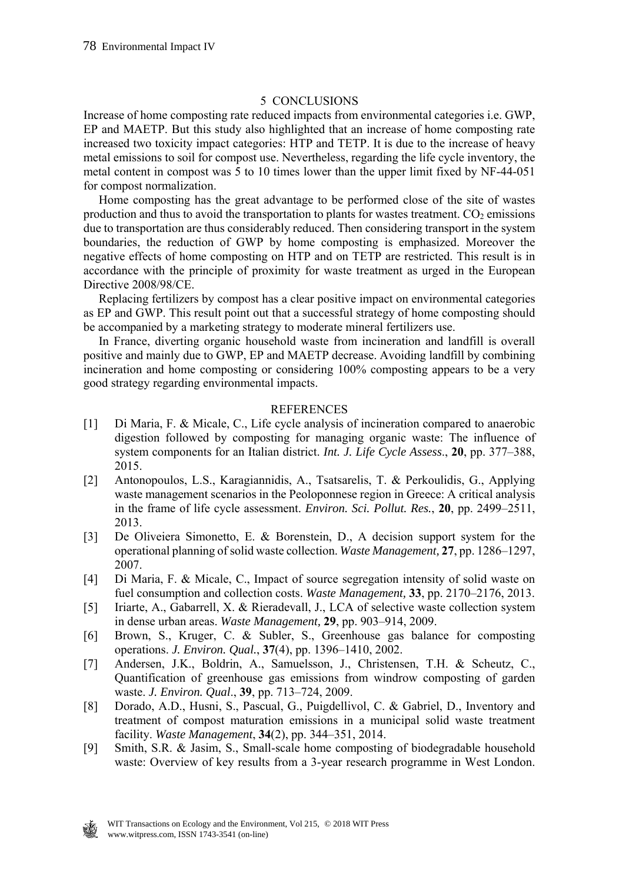## 5 CONCLUSIONS

Increase of home composting rate reduced impacts from environmental categories i.e. GWP, EP and MAETP. But this study also highlighted that an increase of home composting rate increased two toxicity impact categories: HTP and TETP. It is due to the increase of heavy metal emissions to soil for compost use. Nevertheless, regarding the life cycle inventory, the metal content in compost was 5 to 10 times lower than the upper limit fixed by NF-44-051 for compost normalization.

Home composting has the great advantage to be performed close of the site of wastes production and thus to avoid the transportation to plants for wastes treatment. $CO_2$ emissions due to transportation are thus considerably reduced. Then considering transport in the system boundaries, the reduction of GWP by home composting is emphasized. Moreover the negative effects of home composting on HTP and on TETP are restricted. This result is in accordance with the principle of proximity for waste treatment as urged in the European Directive 2008/98/CE.

Replacing fertilizers by compost has a clear positive impact on environmental categories as EP and GWP. This result point out that a successful strategy of home composting should be accompanied by a marketing strategy to moderate mineral fertilizers use.

In France, diverting organic household waste from incineration and landfill is overall positive and mainly due to GWP, EP and MAETP decrease. Avoiding landfill by combining incineration and home composting or considering 100% composting appears to be a very good strategy regarding environmental impacts.

## REFERENCES

[1] Di Maria, F. & Micale, C., Life cycle analysis of incineration compared to anaerobic digestion followed by composting for managing organic waste: The influence of system components for an Italian district. *Int. J. Life Cycle Assess.*, **20**, pp. 377–388, 2015.

[2] Antonopoulos, L.S., Karagiannidis, A., Tsatsarelis, T. & Perkoulidis, G., Applying waste management scenarios in the Peoloponnese region in Greece: A critical analysis in the frame of life cycle assessment. *Environ. Sci. Pollut. Res.*, **20**, pp. 2499–2511, 2013.

[3] De Oliveiera Simonetto, E. & Borenstein, D., A decision support system for the operational planning of solid waste collection. *Waste Management,* **27**, pp. 1286–1297, 2007.

[4] Di Maria, F. & Micale, C., Impact of source segregation intensity of solid waste on fuel consumption and collection costs. *Waste Management,* **33**, pp. 2170–2176, 2013.

[5] Iriarte, A., Gabarrell, X. & Rieradevall, J., LCA of selective waste collection system in dense urban areas. *Waste Management,* **29**, pp. 903–914, 2009.

[6] Brown, S., Kruger, C. & Subler, S., Greenhouse gas balance for composting operations. *J. Environ. Qual.*, **37**(4), pp. 1396–1410, 2002.

[7] Andersen, J.K., Boldrin, A., Samuelsson, J., Christensen, T.H. & Scheutz, C., Quantification of greenhouse gas emissions from windrow composting of garden waste. *J. Environ. Qual*., **39**, pp. 713–724, 2009.

[8] Dorado, A.D., Husni, S., Pascual, G., Puigdellivol, C. & Gabriel, D., Inventory and treatment of compost maturation emissions in a municipal solid waste treatment facility. *Waste Management*, **34**(2), pp. 344–351, 2014.

[9] Smith, S.R. & Jasim, S., Small-scale home composting of biodegradable household waste: Overview of key results from a 3-year research programme in West London.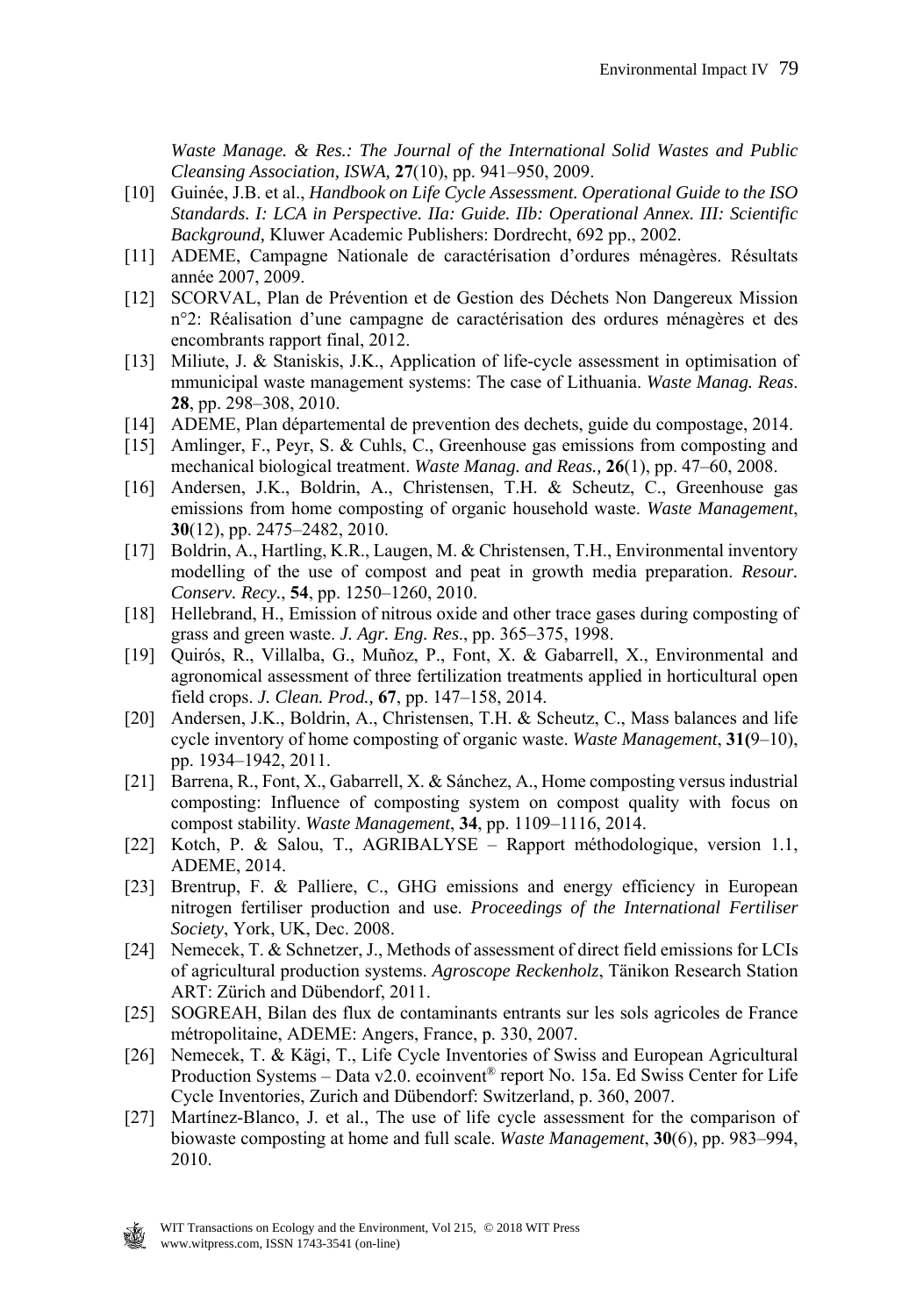*Waste Manage. & Res.: The Journal of the International Solid Wastes and Public Cleansing Association, ISWA,* **27**(10), pp. 941–950, 2009.

[10] Guinée, J.B. et al., *Handbook on Life Cycle Assessment. Operational Guide to the ISO Standards. I: LCA in Perspective. IIa: Guide. IIb: Operational Annex. III: Scientific Background,* Kluwer Academic Publishers: Dordrecht, 692 pp., 2002.

[11] ADEME, Campagne Nationale de caractérisation d'ordures ménagères. Résultats année 2007, 2009.

[12] SCORVAL, Plan de Prévention et de Gestion des Déchets Non Dangereux Mission n°2: Réalisation d'une campagne de caractérisation des ordures ménagères et des encombrants rapport final, 2012.

[13] Miliute, J. & Staniskis, J.K., Application of life-cycle assessment in optimisation of mmunicipal waste management systems: The case of Lithuania. *Waste Manag. Reas*. **28**, pp. 298–308, 2010.

[14] ADEME, Plan départemental de prevention des dechets, guide du compostage, 2014.

[15] Amlinger, F., Peyr, S. & Cuhls, C., Greenhouse gas emissions from composting and mechanical biological treatment. *Waste Manag. and Reas.,* **26**(1), pp. 47–60, 2008.

[16] Andersen, J.K., Boldrin, A., Christensen, T.H. & Scheutz, C., Greenhouse gas emissions from home composting of organic household waste. *Waste Management*, **30**(12), pp. 2475–2482, 2010.

[17] Boldrin, A., Hartling, K.R., Laugen, M. & Christensen, T.H., Environmental inventory modelling of the use of compost and peat in growth media preparation. *Resour. Conserv. Recy.*, **54**, pp. 1250–1260, 2010.

[18] Hellebrand, H., Emission of nitrous oxide and other trace gases during composting of grass and green waste. *J. Agr. Eng. Res*., pp. 365–375, 1998.

[19] Quirós, R., Villalba, G., Muñoz, P., Font, X. & Gabarrell, X., Environmental and agronomical assessment of three fertilization treatments applied in horticultural open field crops. *J. Clean. Prod.,* **67**, pp. 147–158, 2014.

[20] Andersen, J.K., Boldrin, A., Christensen, T.H. & Scheutz, C., Mass balances and life cycle inventory of home composting of organic waste. *Waste Management*, **31(**9–10), pp. 1934–1942, 2011.

[21] Barrena, R., Font, X., Gabarrell, X. & Sánchez, A., Home composting versus industrial composting: Influence of composting system on compost quality with focus on compost stability. *Waste Management*, **34**, pp. 1109–1116, 2014.

[22] Kotch, P. & Salou, T., AGRIBALYSE – Rapport méthodologique, version 1.1, ADEME, 2014.

[23] Brentrup, F. & Palliere, C., GHG emissions and energy efficiency in European nitrogen fertiliser production and use. *Proceedings of the International Fertiliser Society*, York, UK, Dec. 2008.

[24] Nemecek, T. & Schnetzer, J., Methods of assessment of direct field emissions for LCIs of agricultural production systems. *Agroscope Reckenholz*, Tänikon Research Station ART: Zürich and Dübendorf, 2011.

[25] SOGREAH, Bilan des flux de contaminants entrants sur les sols agricoles de France métropolitaine, ADEME: Angers, France, p. 330, 2007.

[26] Nemecek, T. & Kägi, T., Life Cycle Inventories of Swiss and European Agricultural Production Systems – Data v2.0. ecoinvent® report No. 15a. Ed Swiss Center for Life Cycle Inventories, Zurich and Dübendorf: Switzerland, p. 360, 2007.

[27] Martínez-Blanco, J. et al., The use of life cycle assessment for the comparison of biowaste composting at home and full scale. *Waste Management*, **30(**6), pp. 983–994, 2010.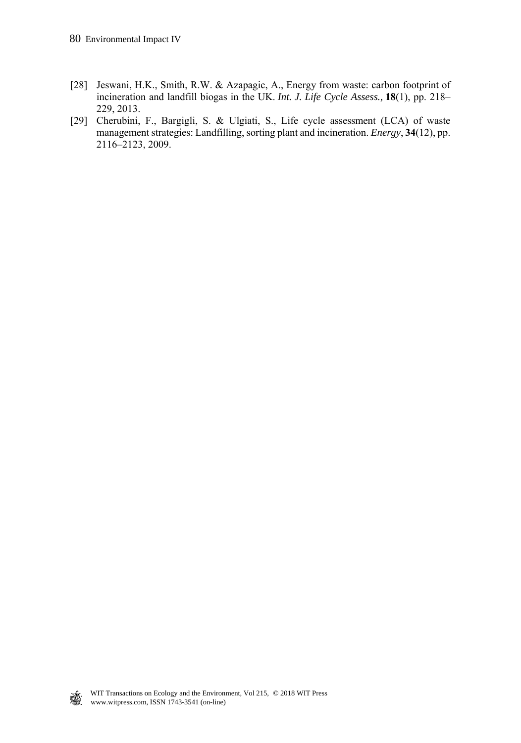[28] Jeswani, H.K., Smith, R.W. & Azapagic, A., Energy from waste: carbon footprint of incineration and landfill biogas in the UK. *Int. J. Life Cycle Assess.,* **18**(1), pp. 218–229, 2013.

[29] Cherubini, F., Bargigli, S. & Ulgiati, S., Life cycle assessment (LCA) of waste management strategies: Landfilling, sorting plant and incineration. *Energy*, **34**(12), pp. 2116–2123, 2009.